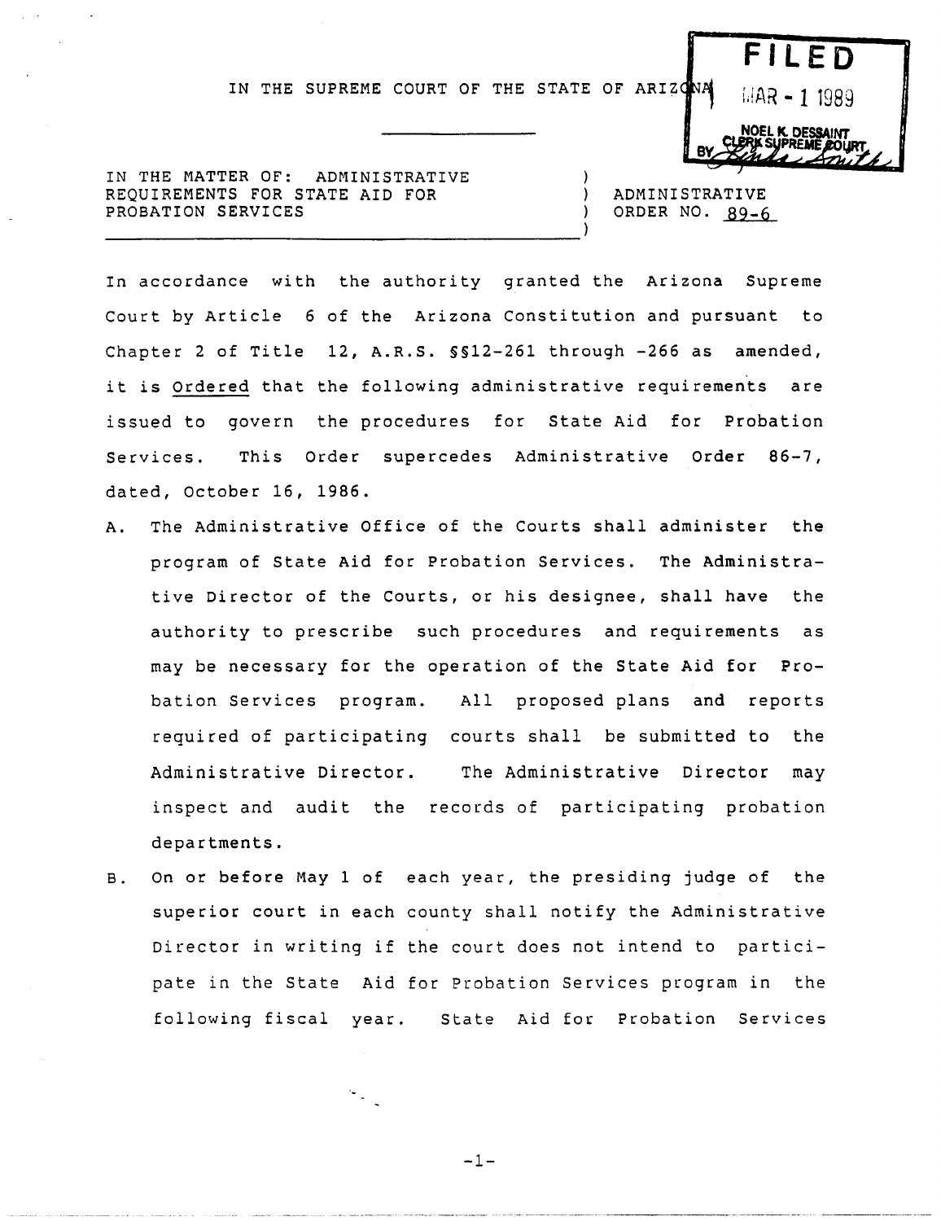FILED
MAR - 1 1989
NOEL K. DESSAINT
CLERK SUPREME COURT
BY

IN THE SUPREME COURT OF THE STATE OF ARIZONA

---

IN THE MATTER OF: ADMINISTRATIVE REQUIREMENTS FOR STATE AID FOR PROBATION SERVICES

ADMINISTRATIVE ORDER NO. 89-6

In accordance with the authority granted the Arizona Supreme Court by Article 6 of the Arizona Constitution and pursuant to Chapter 2 of Title 12, A.R.S. §§12-261 through -266 as amended, it is Ordered that the following administrative requirements are issued to govern the procedures for State Aid for Probation Services. This Order supercedes Administrative Order 86-7, dated, October 16, 1986.

A. The Administrative Office of the Courts shall administer the program of State Aid for Probation Services. The Administrative Director of the Courts, or his designee, shall have the authority to prescribe such procedures and requirements as may be necessary for the operation of the State Aid for Probation Services program. All proposed plans and reports required of participating courts shall be submitted to the Administrative Director. The Administrative Director may inspect and audit the records of participating probation departments.

B. On or before May 1 of each year, the presiding judge of the superior court in each county shall notify the Administrative Director in writing if the court does not intend to participate in the State Aid for Probation Services program in the following fiscal year. State Aid for Probation Services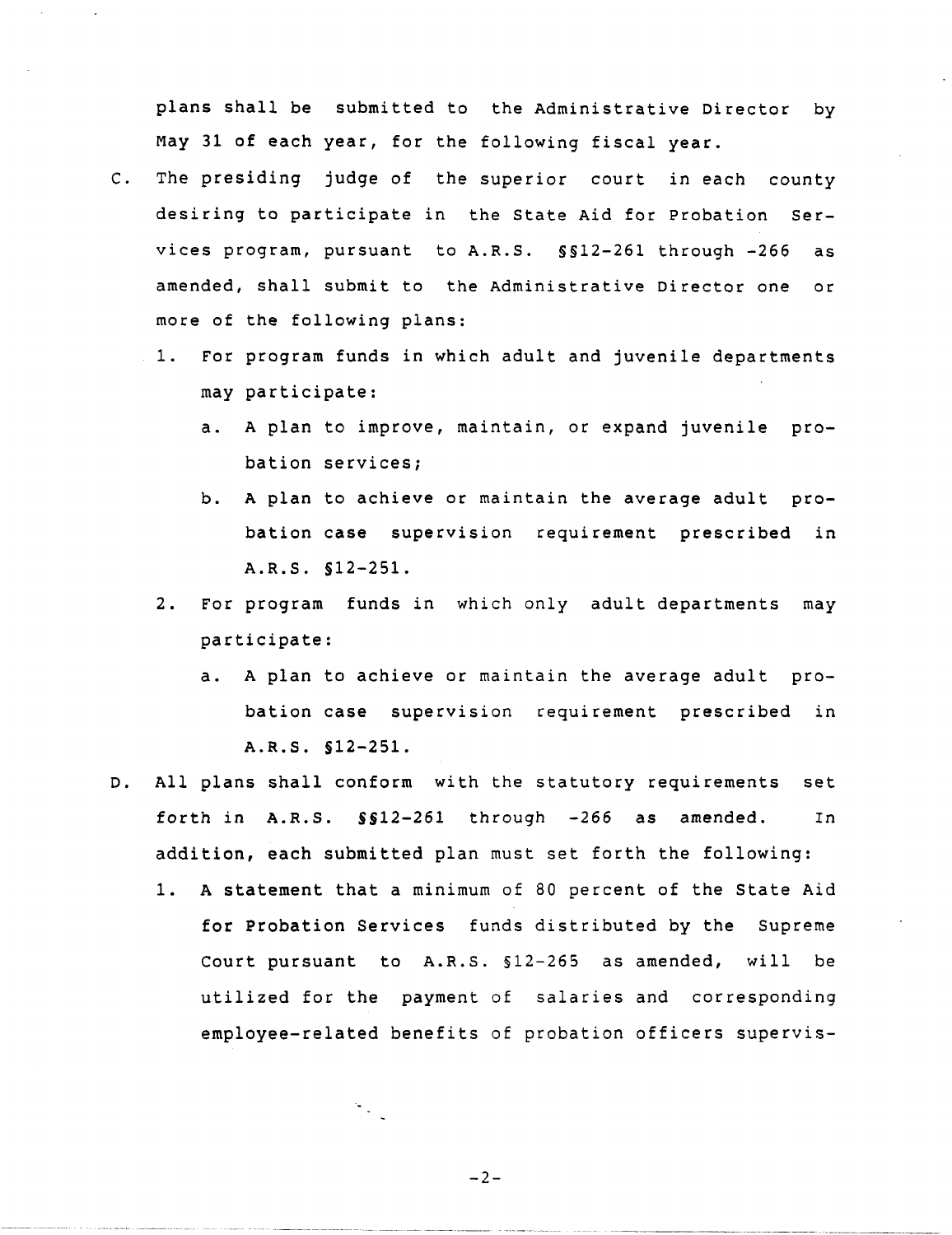plans shall be submitted to the Administrative Director by May 31 of each year, for the following fiscal year.

C. The presiding judge of the superior court in each county desiring to participate in the State Aid for Probation Services program, pursuant to A.R.S. §§12-261 through -266 as amended, shall submit to the Administrative Director one or more of the following plans:

   1. For program funds in which adult and juvenile departments may participate:

      a. A plan to improve, maintain, or expand juvenile probation services;

      b. A plan to achieve or maintain the average adult probation case supervision requirement prescribed in A.R.S. §12-251.

   2. For program funds in which only adult departments may participate:

      a. A plan to achieve or maintain the average adult probation case supervision requirement prescribed in A.R.S. §12-251.

D. All plans shall conform with the statutory requirements set forth in A.R.S. §§12-261 through -266 as amended. In addition, each submitted plan must set forth the following:

   1. A statement that a minimum of 80 percent of the State Aid for Probation Services funds distributed by the Supreme Court pursuant to A.R.S. §12-265 as amended, will be utilized for the payment of salaries and corresponding employee-related benefits of probation officers supervis-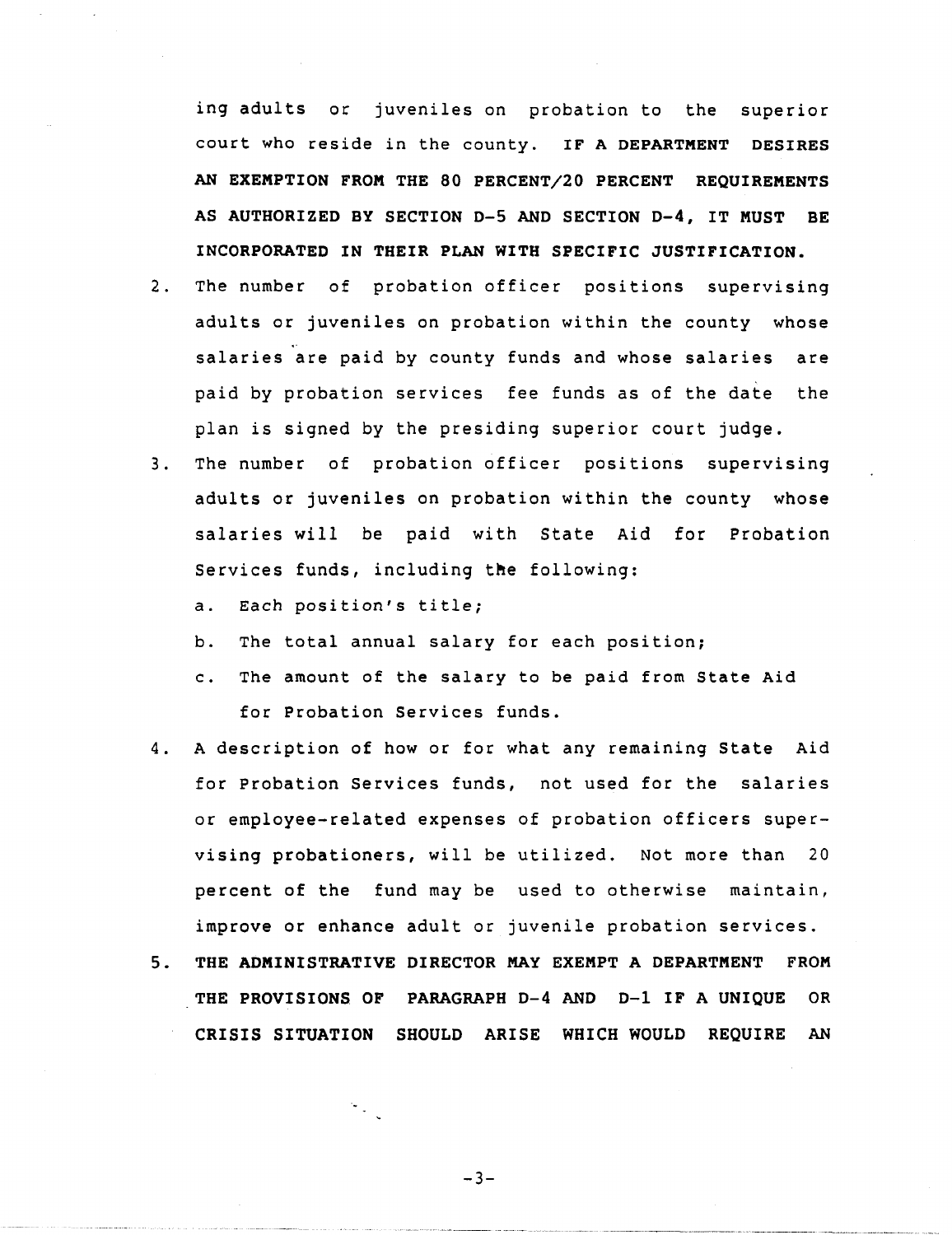ing adults or juveniles on probation to the superior court who reside in the county. **IF A DEPARTMENT DESIRES AN EXEMPTION FROM THE 80 PERCENT/20 PERCENT REQUIREMENTS AS AUTHORIZED BY SECTION D-5 AND SECTION D-4, IT MUST BE INCORPORATED IN THEIR PLAN WITH SPECIFIC JUSTIFICATION.**

2. The number of probation officer positions supervising adults or juveniles on probation within the county whose salaries are paid by county funds and whose salaries are paid by probation services fee funds as of the date the plan is signed by the presiding superior court judge.
3. The number of probation officer positions supervising adults or juveniles on probation within the county whose salaries will be paid with State Aid for Probation Services funds, including the following:
   a. Each position's title;
   b. The total annual salary for each position;
   c. The amount of the salary to be paid from State Aid for Probation Services funds.
4. A description of how or for what any remaining State Aid for Probation Services funds, not used for the salaries or employee-related expenses of probation officers supervising probationers, will be utilized. Not more than 20 percent of the fund may be used to otherwise maintain, improve or enhance adult or juvenile probation services.
5. **THE ADMINISTRATIVE DIRECTOR MAY EXEMPT A DEPARTMENT FROM THE PROVISIONS OF PARAGRAPH D-4 AND D-1 IF A UNIQUE OR CRISIS SITUATION SHOULD ARISE WHICH WOULD REQUIRE AN**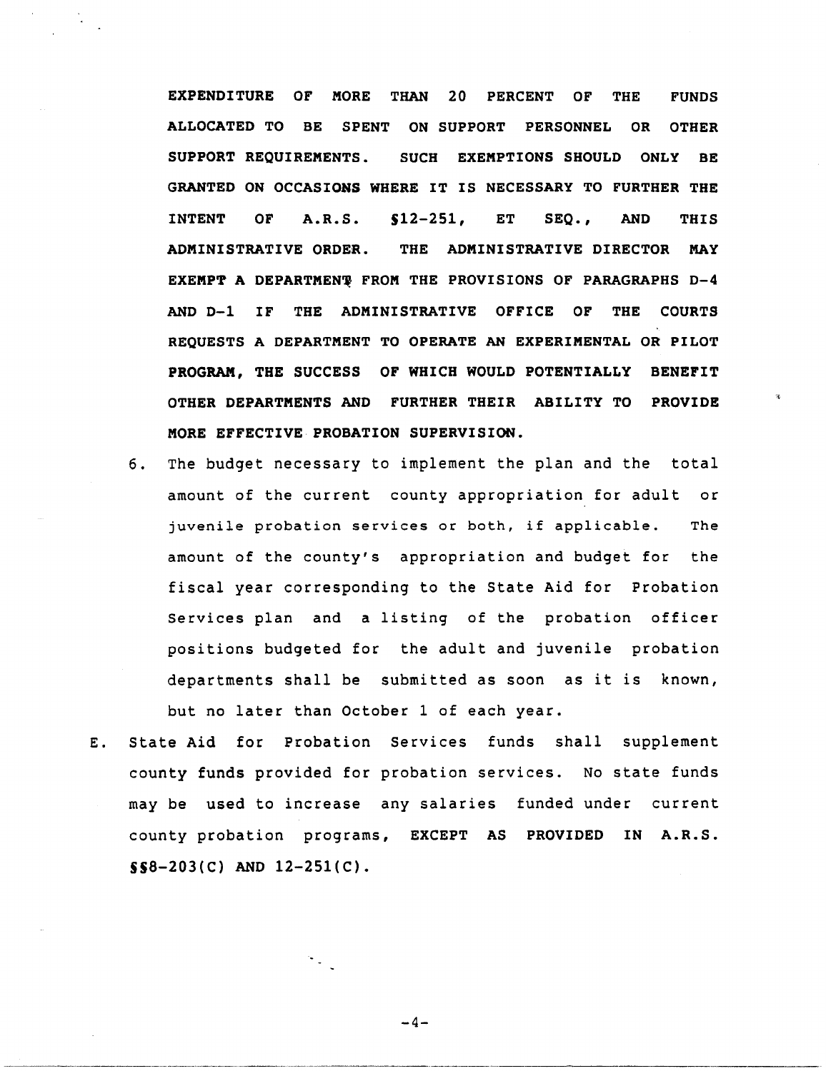**EXPENDITURE OF MORE THAN 20 PERCENT OF THE FUNDS ALLOCATED TO BE SPENT ON SUPPORT PERSONNEL OR OTHER SUPPORT REQUIREMENTS. SUCH EXEMPTIONS SHOULD ONLY BE GRANTED ON OCCASIONS WHERE IT IS NECESSARY TO FURTHER THE INTENT OF A.R.S. §12-251, ET SEQ., AND THIS ADMINISTRATIVE ORDER. THE ADMINISTRATIVE DIRECTOR MAY EXEMPT A DEPARTMENT FROM THE PROVISIONS OF PARAGRAPHS D-4 AND D-1 IF THE ADMINISTRATIVE OFFICE OF THE COURTS REQUESTS A DEPARTMENT TO OPERATE AN EXPERIMENTAL OR PILOT PROGRAM, THE SUCCESS OF WHICH WOULD POTENTIALLY BENEFIT OTHER DEPARTMENTS AND FURTHER THEIR ABILITY TO PROVIDE MORE EFFECTIVE PROBATION SUPERVISION.**

6. The budget necessary to implement the plan and the total amount of the current county appropriation for adult or juvenile probation services or both, if applicable. The amount of the county's appropriation and budget for the fiscal year corresponding to the State Aid for Probation Services plan and a listing of the probation officer positions budgeted for the adult and juvenile probation departments shall be submitted as soon as it is known, but no later than October 1 of each year.

E. State Aid for Probation Services funds shall supplement county funds provided for probation services. No state funds may be used to increase any salaries funded under current county probation programs, **EXCEPT AS PROVIDED IN A.R.S. §§8-203(C) AND 12-251(C).**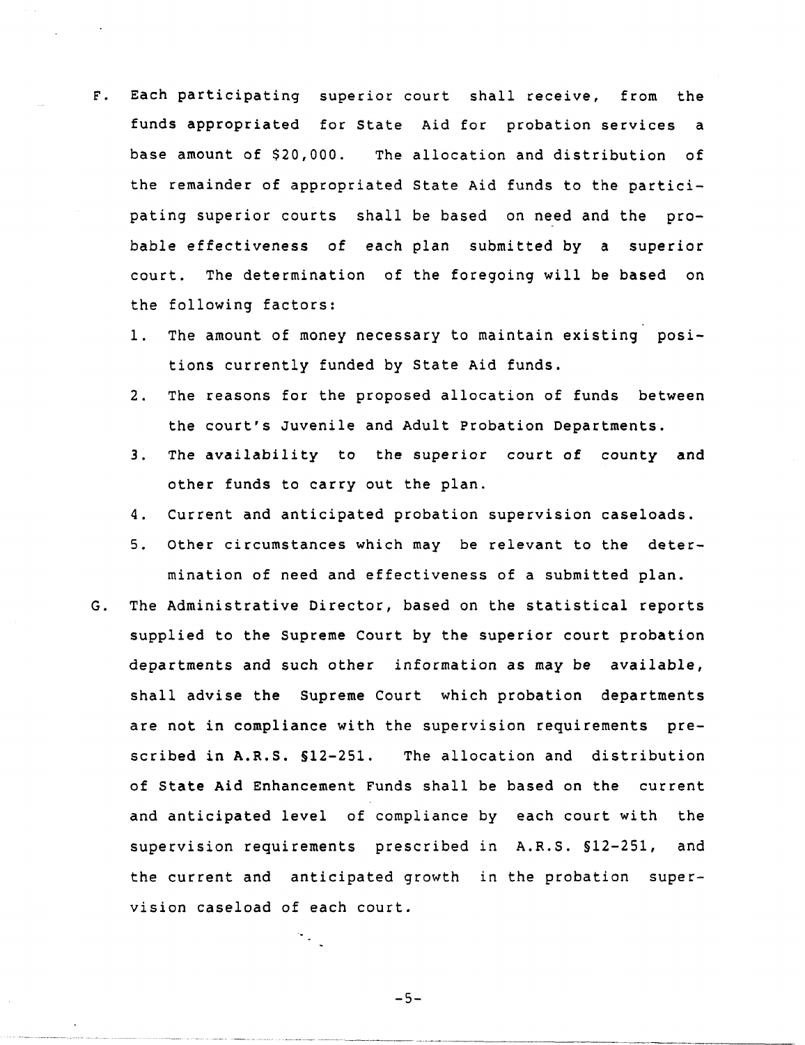F. Each participating superior court shall receive, from the funds appropriated for State Aid for probation services a base amount of $20,000. The allocation and distribution of the remainder of appropriated State Aid funds to the participating superior courts shall be based on need and the probable effectiveness of each plan submitted by a superior court. The determination of the foregoing will be based on the following factors:

   1. The amount of money necessary to maintain existing positions currently funded by State Aid funds.
   2. The reasons for the proposed allocation of funds between the court's Juvenile and Adult Probation Departments.
   3. The availability to the superior court of county and other funds to carry out the plan.
   4. Current and anticipated probation supervision caseloads.
   5. Other circumstances which may be relevant to the determination of need and effectiveness of a submitted plan.

G. The Administrative Director, based on the statistical reports supplied to the Supreme Court by the superior court probation departments and such other information as may be available, shall advise the Supreme Court which probation departments are not in compliance with the supervision requirements prescribed in A.R.S. §12-251. The allocation and distribution of State Aid Enhancement Funds shall be based on the current and anticipated level of compliance by each court with the supervision requirements prescribed in A.R.S. §12-251, and the current and anticipated growth in the probation supervision caseload of each court.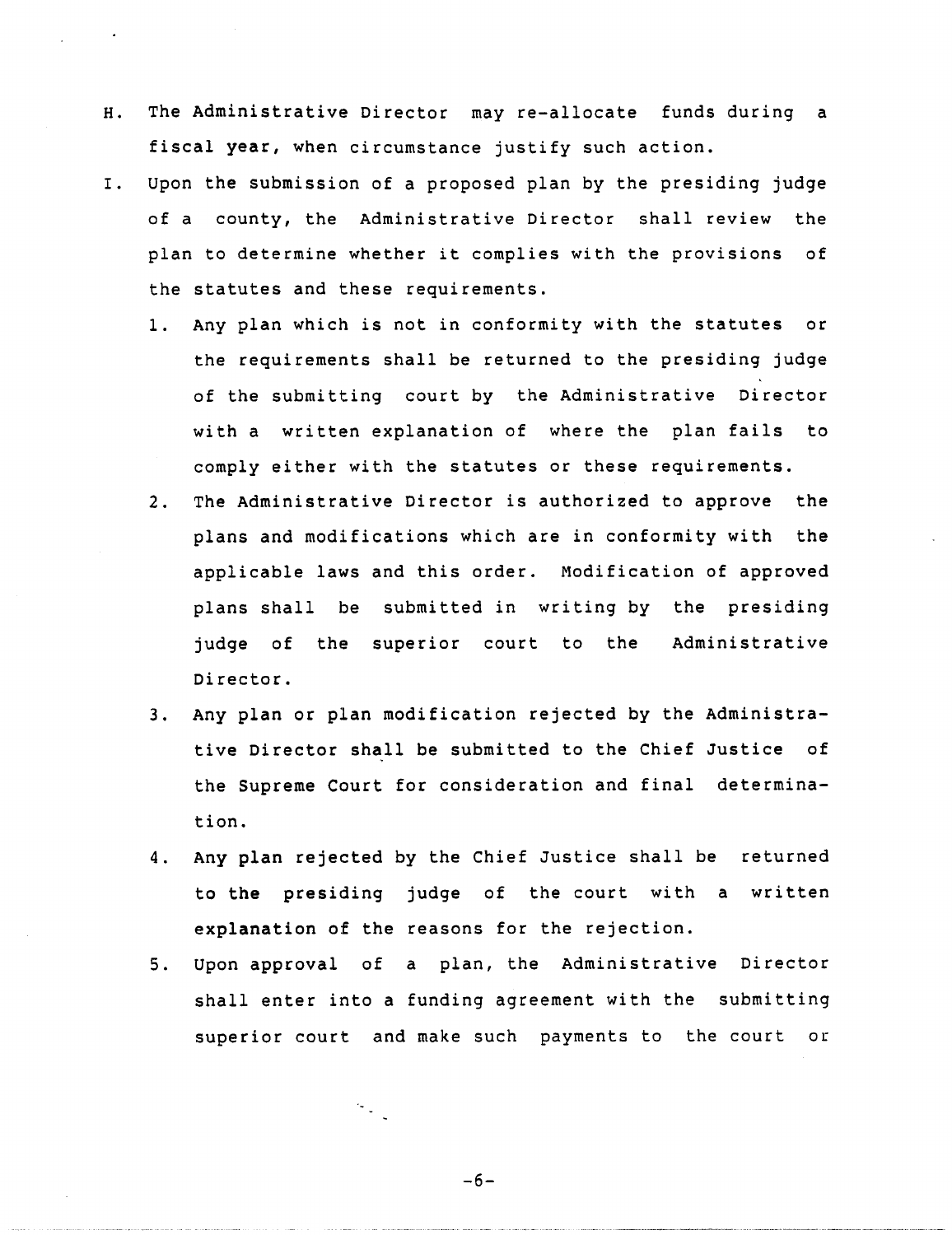H. The Administrative Director may re-allocate funds during a fiscal year, when circumstance justify such action.

I. Upon the submission of a proposed plan by the presiding judge of a county, the Administrative Director shall review the plan to determine whether it complies with the provisions of the statutes and these requirements.

   1. Any plan which is not in conformity with the statutes or the requirements shall be returned to the presiding judge of the submitting court by the Administrative Director with a written explanation of where the plan fails to comply either with the statutes or these requirements.

   2. The Administrative Director is authorized to approve the plans and modifications which are in conformity with the applicable laws and this order. Modification of approved plans shall be submitted in writing by the presiding judge of the superior court to the Administrative Director.

   3. Any plan or plan modification rejected by the Administrative Director shall be submitted to the Chief Justice of the Supreme Court for consideration and final determination.

   4. Any plan rejected by the Chief Justice shall be returned to the presiding judge of the court with a written explanation of the reasons for the rejection.

   5. Upon approval of a plan, the Administrative Director shall enter into a funding agreement with the submitting superior court and make such payments to the court or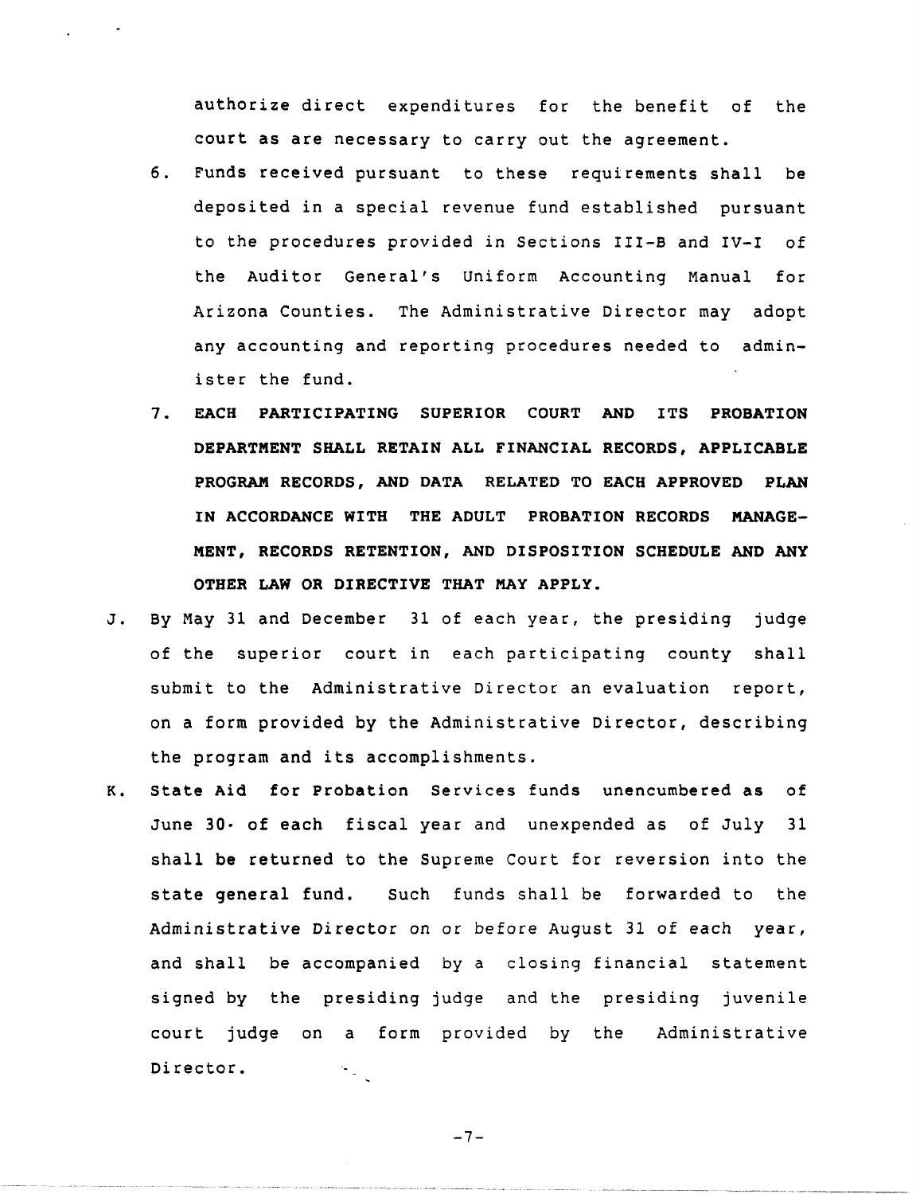authorize direct expenditures for the benefit of the court as are necessary to carry out the agreement.

6. Funds received pursuant to these requirements shall be deposited in a special revenue fund established pursuant to the procedures provided in Sections III-B and IV-I of the Auditor General's Uniform Accounting Manual for Arizona Counties. The Administrative Director may adopt any accounting and reporting procedures needed to administer the fund.

7. **EACH PARTICIPATING SUPERIOR COURT AND ITS PROBATION DEPARTMENT SHALL RETAIN ALL FINANCIAL RECORDS, APPLICABLE PROGRAM RECORDS, AND DATA RELATED TO EACH APPROVED PLAN IN ACCORDANCE WITH THE ADULT PROBATION RECORDS MANAGEMENT, RECORDS RETENTION, AND DISPOSITION SCHEDULE AND ANY OTHER LAW OR DIRECTIVE THAT MAY APPLY.**

J. By May 31 and December 31 of each year, the presiding judge of the superior court in each participating county shall submit to the Administrative Director an evaluation report, on a form provided by the Administrative Director, describing the program and its accomplishments.

K. State Aid for Probation Services funds unencumbered as of June 30 of each fiscal year and unexpended as of July 31 shall be returned to the Supreme Court for reversion into the state general fund. Such funds shall be forwarded to the Administrative Director on or before August 31 of each year, and shall be accompanied by a closing financial statement signed by the presiding judge and the presiding juvenile court judge on a form provided by the Administrative Director.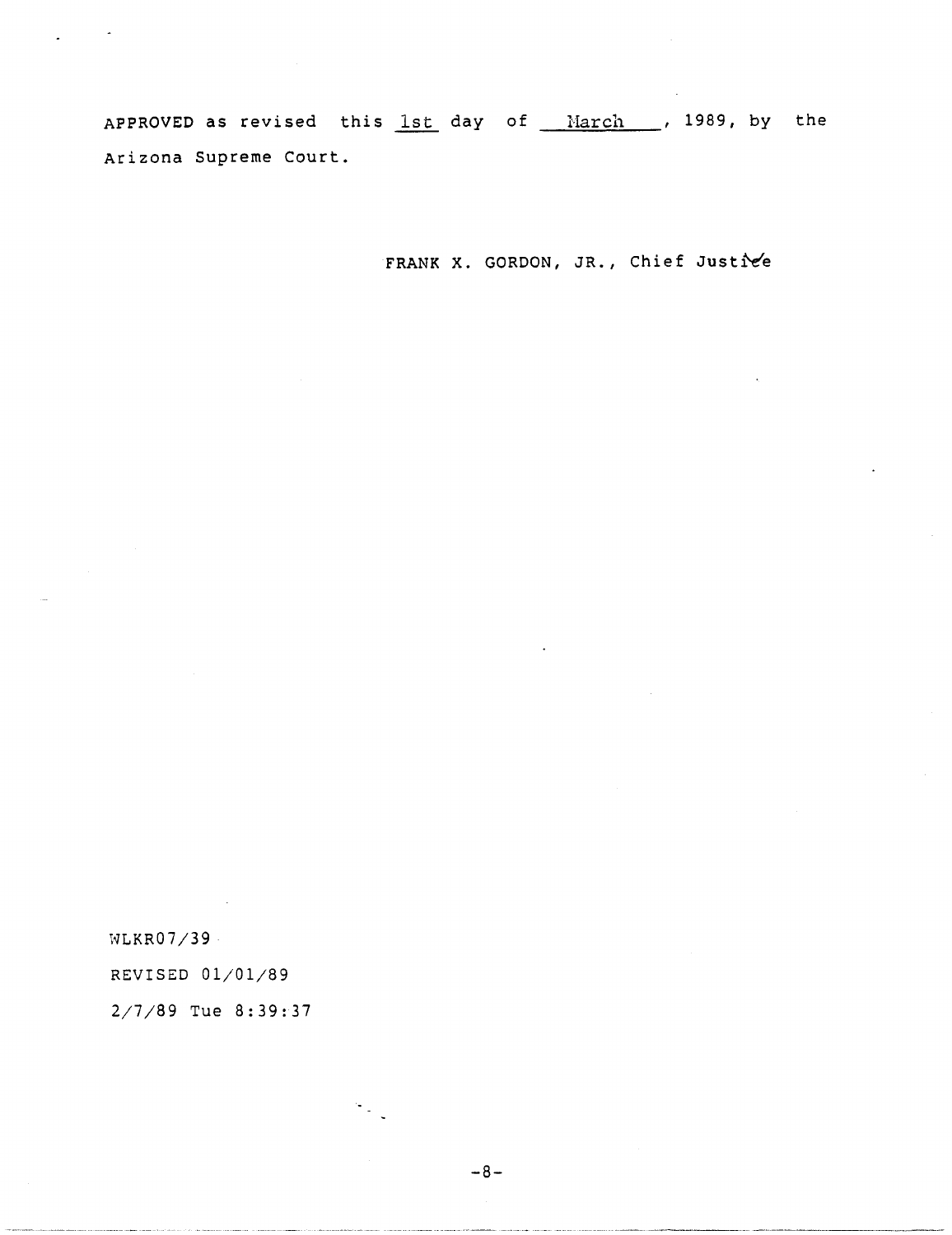APPROVED as revised this 1st day of March, 1989, by the Arizona Supreme Court.

FRANK X. GORDON, JR., Chief Justice

WLKR07/39

REVISED 01/01/89

2/7/89 Tue 8:39:37